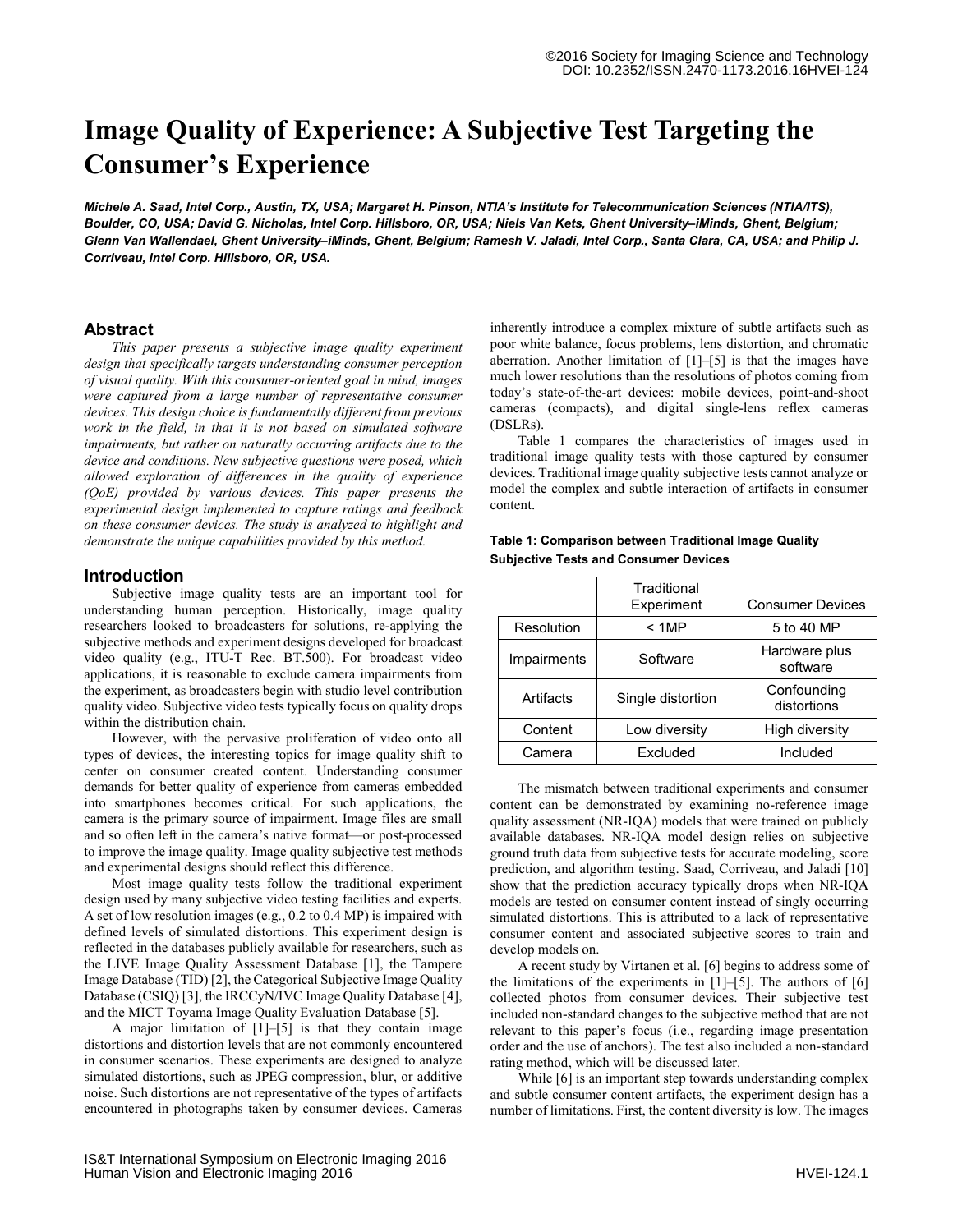©2016 Society for Imaging Science and Technology
DOI: 10.2352/ISSN.2470-1173.2016.16HVEI-124

# Image Quality of Experience: A Subjective Test Targeting the Consumer's Experience

***Michele A. Saad, Intel Corp., Austin, TX, USA; Margaret H. Pinson, NTIA's Institute for Telecommunication Sciences (NTIA/ITS), Boulder, CO, USA; David G. Nicholas, Intel Corp. Hillsboro, OR, USA; Niels Van Kets, Ghent University–iMinds, Ghent, Belgium; Glenn Van Wallendael, Ghent University–iMinds, Ghent, Belgium; Ramesh V. Jaladi, Intel Corp., Santa Clara, CA, USA; and Philip J. Corriveau, Intel Corp. Hillsboro, OR, USA.***

## Abstract

*This paper presents a subjective image quality experiment design that specifically targets understanding consumer perception of visual quality. With this consumer-oriented goal in mind, images were captured from a large number of representative consumer devices. This design choice is fundamentally different from previous work in the field, in that it is not based on simulated software impairments, but rather on naturally occurring artifacts due to the device and conditions. New subjective questions were posed, which allowed exploration of differences in the quality of experience (QoE) provided by various devices. This paper presents the experimental design implemented to capture ratings and feedback on these consumer devices. The study is analyzed to highlight and demonstrate the unique capabilities provided by this method.*

## Introduction

Subjective image quality tests are an important tool for understanding human perception. Historically, image quality researchers looked to broadcasters for solutions, re-applying the subjective methods and experiment designs developed for broadcast video quality (e.g., ITU-T Rec. BT.500). For broadcast video applications, it is reasonable to exclude camera impairments from the experiment, as broadcasters begin with studio level contribution quality video. Subjective video tests typically focus on quality drops within the distribution chain.

However, with the pervasive proliferation of video onto all types of devices, the interesting topics for image quality shift to center on consumer created content. Understanding consumer demands for better quality of experience from cameras embedded into smartphones becomes critical. For such applications, the camera is the primary source of impairment. Image files are small and so often left in the camera's native format—or post-processed to improve the image quality. Image quality subjective test methods and experimental designs should reflect this difference.

Most image quality tests follow the traditional experiment design used by many subjective video testing facilities and experts. A set of low resolution images (e.g., 0.2 to 0.4 MP) is impaired with defined levels of simulated distortions. This experiment design is reflected in the databases publicly available for researchers, such as the LIVE Image Quality Assessment Database [1], the Tampere Image Database (TID) [2], the Categorical Subjective Image Quality Database (CSIQ) [3], the IRCCyN/IVC Image Quality Database [4], and the MICT Toyama Image Quality Evaluation Database [5].

A major limitation of [1]–[5] is that they contain image distortions and distortion levels that are not commonly encountered in consumer scenarios. These experiments are designed to analyze simulated distortions, such as JPEG compression, blur, or additive noise. Such distortions are not representative of the types of artifacts encountered in photographs taken by consumer devices. Cameras inherently introduce a complex mixture of subtle artifacts such as poor white balance, focus problems, lens distortion, and chromatic aberration. Another limitation of [1]–[5] is that the images have much lower resolutions than the resolutions of photos coming from today's state-of-the-art devices: mobile devices, point-and-shoot cameras (compacts), and digital single-lens reflex cameras (DSLRs).

Table 1 compares the characteristics of images used in traditional image quality tests with those captured by consumer devices. Traditional image quality subjective tests cannot analyze or model the complex and subtle interaction of artifacts in consumer content.

**Table 1: Comparison between Traditional Image Quality Subjective Tests and Consumer Devices**

| | Traditional Experiment | Consumer Devices |
|---|---|---|
| Resolution | < 1MP | 5 to 40 MP |
| Impairments | Software | Hardware plus software |
| Artifacts | Single distortion | Confounding distortions |
| Content | Low diversity | High diversity |
| Camera | Excluded | Included |

The mismatch between traditional experiments and consumer content can be demonstrated by examining no-reference image quality assessment (NR-IQA) models that were trained on publicly available databases. NR-IQA model design relies on subjective ground truth data from subjective tests for accurate modeling, score prediction, and algorithm testing. Saad, Corriveau, and Jaladi [10] show that the prediction accuracy typically drops when NR-IQA models are tested on consumer content instead of singly occurring simulated distortions. This is attributed to a lack of representative consumer content and associated subjective scores to train and develop models on.

A recent study by Virtanen et al. [6] begins to address some of the limitations of the experiments in [1]–[5]. The authors of [6] collected photos from consumer devices. Their subjective test included non-standard changes to the subjective method that are not relevant to this paper's focus (i.e., regarding image presentation order and the use of anchors). The test also included a non-standard rating method, which will be discussed later.

While [6] is an important step towards understanding complex and subtle consumer content artifacts, the experiment design has a number of limitations. First, the content diversity is low. The images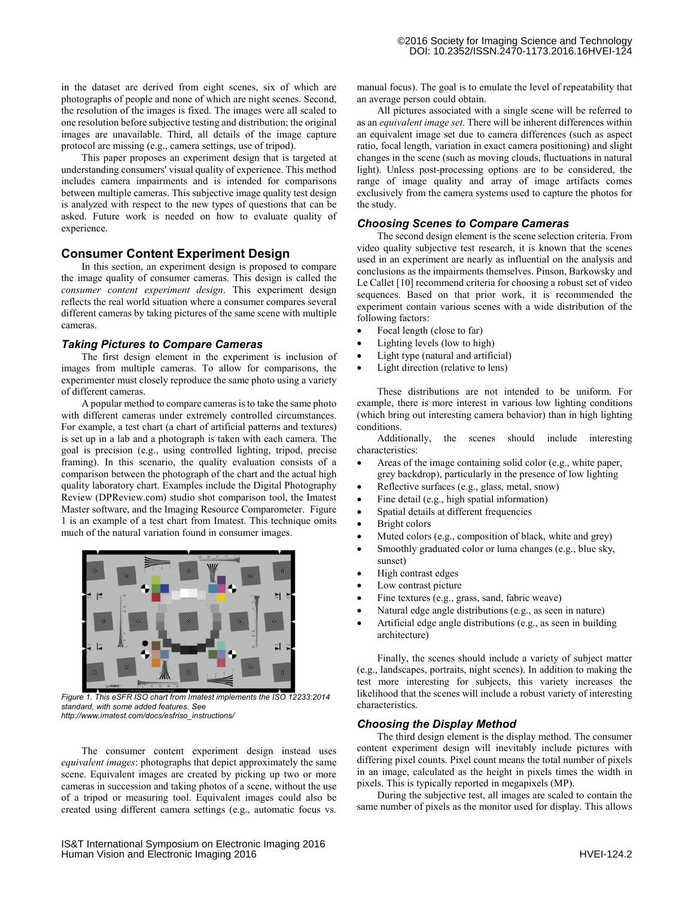in the dataset are derived from eight scenes, six of which are photographs of people and none of which are night scenes. Second, the resolution of the images is fixed. The images were all scaled to one resolution before subjective testing and distribution; the original images are unavailable. Third, all details of the image capture protocol are missing (e.g., camera settings, use of tripod).

This paper proposes an experiment design that is targeted at understanding consumers' visual quality of experience. This method includes camera impairments and is intended for comparisons between multiple cameras. This subjective image quality test design is analyzed with respect to the new types of questions that can be asked. Future work is needed on how to evaluate quality of experience.

## Consumer Content Experiment Design

In this section, an experiment design is proposed to compare the image quality of consumer cameras. This design is called the *consumer content experiment design*. This experiment design reflects the real world situation where a consumer compares several different cameras by taking pictures of the same scene with multiple cameras.

### Taking Pictures to Compare Cameras

The first design element in the experiment is inclusion of images from multiple cameras. To allow for comparisons, the experimenter must closely reproduce the same photo using a variety of different cameras.

A popular method to compare cameras is to take the same photo with different cameras under extremely controlled circumstances. For example, a test chart (a chart of artificial patterns and textures) is set up in a lab and a photograph is taken with each camera. The goal is precision (e.g., using controlled lighting, tripod, precise framing). In this scenario, the quality evaluation consists of a comparison between the photograph of the chart and the actual high quality laboratory chart. Examples include the Digital Photography Review (DPReview.com) studio shot comparison tool, the Imatest Master software, and the Imaging Resource Comparometer. Figure 1 is an example of a test chart from Imatest. This technique omits much of the natural variation found in consumer images.

*Figure 1. This eSFR ISO chart from Imatest implements the ISO 12233:2014 standard, with some added features. See http://www.imatest.com/docs/esfriso_instructions/*

The consumer content experiment design instead uses *equivalent images*: photographs that depict approximately the same scene. Equivalent images are created by picking up two or more cameras in succession and taking photos of a scene, without the use of a tripod or measuring tool. Equivalent images could also be created using different camera settings (e.g., automatic focus vs. manual focus). The goal is to emulate the level of repeatability that an average person could obtain.

All pictures associated with a single scene will be referred to as an *equivalent image set*. There will be inherent differences within an equivalent image set due to camera differences (such as aspect ratio, focal length, variation in exact camera positioning) and slight changes in the scene (such as moving clouds, fluctuations in natural light). Unless post-processing options are to be considered, the range of image quality and array of image artifacts comes exclusively from the camera systems used to capture the photos for the study.

### Choosing Scenes to Compare Cameras

The second design element is the scene selection criteria. From video quality subjective test research, it is known that the scenes used in an experiment are nearly as influential on the analysis and conclusions as the impairments themselves. Pinson, Barkowsky and Le Callet [10] recommend criteria for choosing a robust set of video sequences. Based on that prior work, it is recommended the experiment contain various scenes with a wide distribution of the following factors:

- Focal length (close to far)
- Lighting levels (low to high)
- Light type (natural and artificial)
- Light direction (relative to lens)

These distributions are not intended to be uniform. For example, there is more interest in various low lighting conditions (which bring out interesting camera behavior) than in high lighting conditions.

Additionally, the scenes should include interesting characteristics:

- Areas of the image containing solid color (e.g., white paper, grey backdrop), particularly in the presence of low lighting
- Reflective surfaces (e.g., glass, metal, snow)
- Fine detail (e.g., high spatial information)
- Spatial details at different frequencies
- Bright colors
- Muted colors (e.g., composition of black, white and grey)
- Smoothly graduated color or luma changes (e.g., blue sky, sunset)
- High contrast edges
- Low contrast picture
- Fine textures (e.g., grass, sand, fabric weave)
- Natural edge angle distributions (e.g., as seen in nature)
- Artificial edge angle distributions (e.g., as seen in building architecture)

Finally, the scenes should include a variety of subject matter (e.g., landscapes, portraits, night scenes). In addition to making the test more interesting for subjects, this variety increases the likelihood that the scenes will include a robust variety of interesting characteristics.

### Choosing the Display Method

The third design element is the display method. The consumer content experiment design will inevitably include pictures with differing pixel counts. Pixel count means the total number of pixels in an image, calculated as the height in pixels times the width in pixels. This is typically reported in megapixels (MP).

During the subjective test, all images are scaled to contain the same number of pixels as the monitor used for display. This allows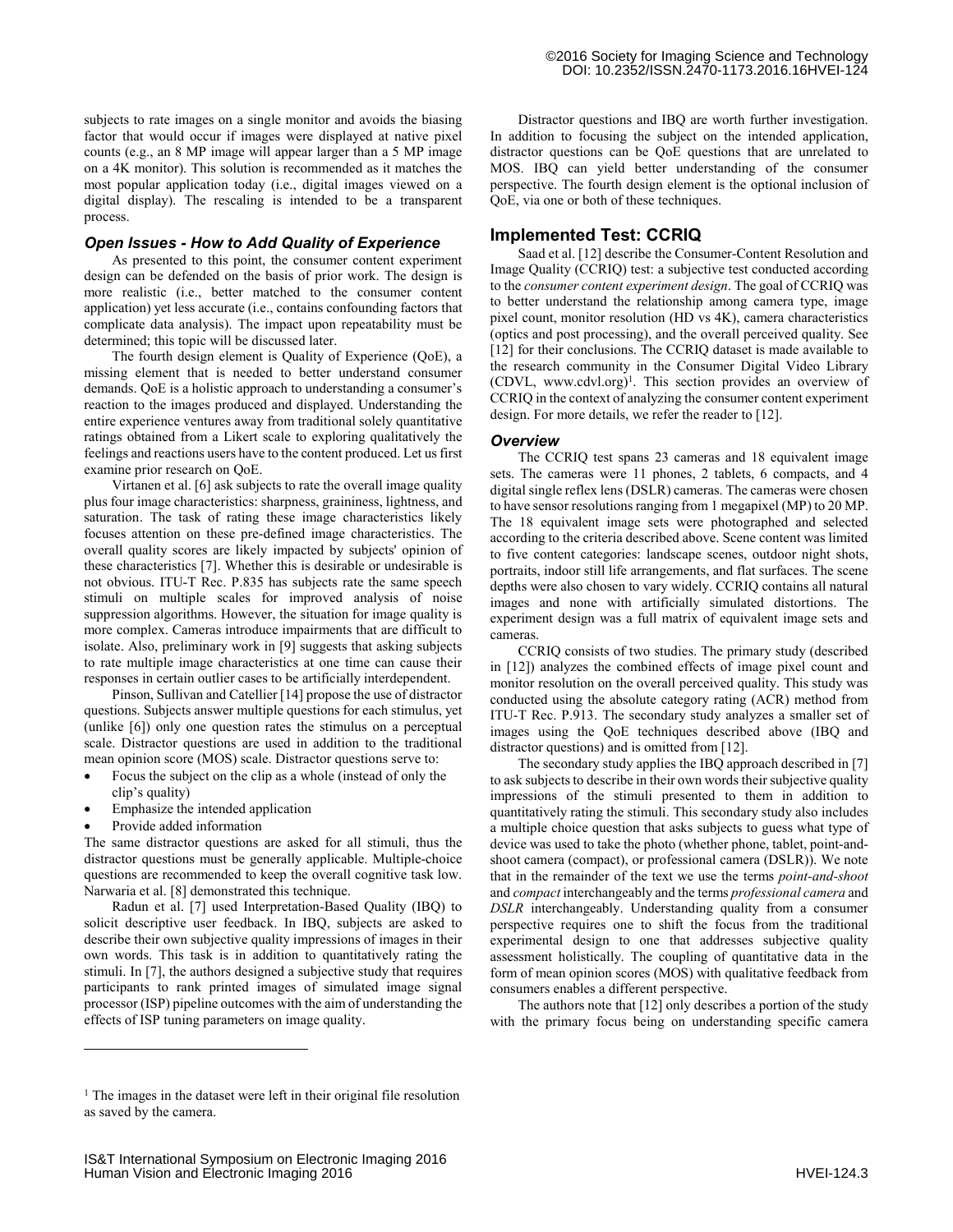subjects to rate images on a single monitor and avoids the biasing factor that would occur if images were displayed at native pixel counts (e.g., an 8 MP image will appear larger than a 5 MP image on a 4K monitor). This solution is recommended as it matches the most popular application today (i.e., digital images viewed on a digital display). The rescaling is intended to be a transparent process.

### *Open Issues - How to Add Quality of Experience*

As presented to this point, the consumer content experiment design can be defended on the basis of prior work. The design is more realistic (i.e., better matched to the consumer content application) yet less accurate (i.e., contains confounding factors that complicate data analysis). The impact upon repeatability must be determined; this topic will be discussed later.

The fourth design element is Quality of Experience (QoE), a missing element that is needed to better understand consumer demands. QoE is a holistic approach to understanding a consumer's reaction to the images produced and displayed. Understanding the entire experience ventures away from traditional solely quantitative ratings obtained from a Likert scale to exploring qualitatively the feelings and reactions users have to the content produced. Let us first examine prior research on QoE.

Virtanen et al. [6] ask subjects to rate the overall image quality plus four image characteristics: sharpness, graininess, lightness, and saturation. The task of rating these image characteristics likely focuses attention on these pre-defined image characteristics. The overall quality scores are likely impacted by subjects' opinion of these characteristics [7]. Whether this is desirable or undesirable is not obvious. ITU-T Rec. P.835 has subjects rate the same speech stimuli on multiple scales for improved analysis of noise suppression algorithms. However, the situation for image quality is more complex. Cameras introduce impairments that are difficult to isolate. Also, preliminary work in [9] suggests that asking subjects to rate multiple image characteristics at one time can cause their responses in certain outlier cases to be artificially interdependent.

Pinson, Sullivan and Catellier [14] propose the use of distractor questions. Subjects answer multiple questions for each stimulus, yet (unlike [6]) only one question rates the stimulus on a perceptual scale. Distractor questions are used in addition to the traditional mean opinion score (MOS) scale. Distractor questions serve to:

- Focus the subject on the clip as a whole (instead of only the clip's quality)
- Emphasize the intended application
- Provide added information

The same distractor questions are asked for all stimuli, thus the distractor questions must be generally applicable. Multiple-choice questions are recommended to keep the overall cognitive task low. Narwaria et al. [8] demonstrated this technique.

Radun et al. [7] used Interpretation-Based Quality (IBQ) to solicit descriptive user feedback. In IBQ, subjects are asked to describe their own subjective quality impressions of images in their own words. This task is in addition to quantitatively rating the stimuli. In [7], the authors designed a subjective study that requires participants to rank printed images of simulated image signal processor (ISP) pipeline outcomes with the aim of understanding the effects of ISP tuning parameters on image quality.

Distractor questions and IBQ are worth further investigation. In addition to focusing the subject on the intended application, distractor questions can be QoE questions that are unrelated to MOS. IBQ can yield better understanding of the consumer perspective. The fourth design element is the optional inclusion of QoE, via one or both of these techniques.

## Implemented Test: CCRIQ

Saad et al. [12] describe the Consumer-Content Resolution and Image Quality (CCRIQ) test: a subjective test conducted according to the *consumer content experiment design*. The goal of CCRIQ was to better understand the relationship among camera type, image pixel count, monitor resolution (HD vs 4K), camera characteristics (optics and post processing), and the overall perceived quality. See [12] for their conclusions. The CCRIQ dataset is made available to the research community in the Consumer Digital Video Library (CDVL, www.cdvl.org)[1]. This section provides an overview of CCRIQ in the context of analyzing the consumer content experiment design. For more details, we refer the reader to [12].

### *Overview*

The CCRIQ test spans 23 cameras and 18 equivalent image sets. The cameras were 11 phones, 2 tablets, 6 compacts, and 4 digital single reflex lens (DSLR) cameras. The cameras were chosen to have sensor resolutions ranging from 1 megapixel (MP) to 20 MP. The 18 equivalent image sets were photographed and selected according to the criteria described above. Scene content was limited to five content categories: landscape scenes, outdoor night shots, portraits, indoor still life arrangements, and flat surfaces. The scene depths were also chosen to vary widely. CCRIQ contains all natural images and none with artificially simulated distortions. The experiment design was a full matrix of equivalent image sets and cameras.

CCRIQ consists of two studies. The primary study (described in [12]) analyzes the combined effects of image pixel count and monitor resolution on the overall perceived quality. This study was conducted using the absolute category rating (ACR) method from ITU-T Rec. P.913. The secondary study analyzes a smaller set of images using the QoE techniques described above (IBQ and distractor questions) and is omitted from [12].

The secondary study applies the IBQ approach described in [7] to ask subjects to describe in their own words their subjective quality impressions of the stimuli presented to them in addition to quantitatively rating the stimuli. This secondary study also includes a multiple choice question that asks subjects to guess what type of device was used to take the photo (whether phone, tablet, point-and-shoot camera (compact), or professional camera (DSLR)). We note that in the remainder of the text we use the terms *point-and-shoot* and *compact* interchangeably and the terms *professional camera* and *DSLR* interchangeably. Understanding quality from a consumer perspective requires one to shift the focus from the traditional experimental design to one that addresses subjective quality assessment holistically. The coupling of quantitative data in the form of mean opinion scores (MOS) with qualitative feedback from consumers enables a different perspective.

The authors note that [12] only describes a portion of the study with the primary focus being on understanding specific camera

[1] The images in the dataset were left in their original file resolution as saved by the camera.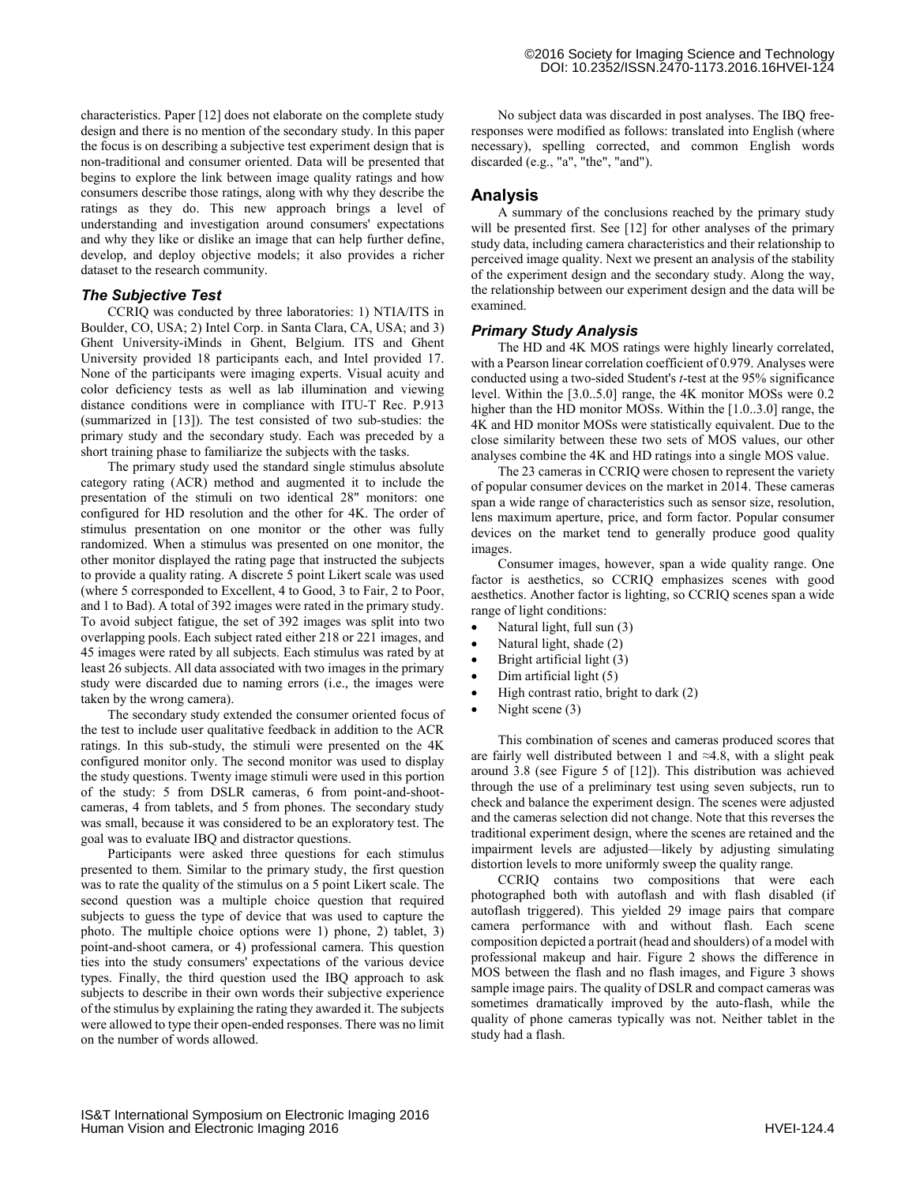characteristics. Paper [12] does not elaborate on the complete study design and there is no mention of the secondary study. In this paper the focus is on describing a subjective test experiment design that is non-traditional and consumer oriented. Data will be presented that begins to explore the link between image quality ratings and how consumers describe those ratings, along with why they describe the ratings as they do. This new approach brings a level of understanding and investigation around consumers' expectations and why they like or dislike an image that can help further define, develop, and deploy objective models; it also provides a richer dataset to the research community.

### *The Subjective Test*

CCRIQ was conducted by three laboratories: 1) NTIA/ITS in Boulder, CO, USA; 2) Intel Corp. in Santa Clara, CA, USA; and 3) Ghent University-iMinds in Ghent, Belgium. ITS and Ghent University provided 18 participants each, and Intel provided 17. None of the participants were imaging experts. Visual acuity and color deficiency tests as well as lab illumination and viewing distance conditions were in compliance with ITU-T Rec. P.913 (summarized in [13]). The test consisted of two sub-studies: the primary study and the secondary study. Each was preceded by a short training phase to familiarize the subjects with the tasks.

The primary study used the standard single stimulus absolute category rating (ACR) method and augmented it to include the presentation of the stimuli on two identical 28" monitors: one configured for HD resolution and the other for 4K. The order of stimulus presentation on one monitor or the other was fully randomized. When a stimulus was presented on one monitor, the other monitor displayed the rating page that instructed the subjects to provide a quality rating. A discrete 5 point Likert scale was used (where 5 corresponded to Excellent, 4 to Good, 3 to Fair, 2 to Poor, and 1 to Bad). A total of 392 images were rated in the primary study. To avoid subject fatigue, the set of 392 images was split into two overlapping pools. Each subject rated either 218 or 221 images, and 45 images were rated by all subjects. Each stimulus was rated by at least 26 subjects. All data associated with two images in the primary study were discarded due to naming errors (i.e., the images were taken by the wrong camera).

The secondary study extended the consumer oriented focus of the test to include user qualitative feedback in addition to the ACR ratings. In this sub-study, the stimuli were presented on the 4K configured monitor only. The second monitor was used to display the study questions. Twenty image stimuli were used in this portion of the study: 5 from DSLR cameras, 6 from point-and-shoot-cameras, 4 from tablets, and 5 from phones. The secondary study was small, because it was considered to be an exploratory test. The goal was to evaluate IBQ and distractor questions.

Participants were asked three questions for each stimulus presented to them. Similar to the primary study, the first question was to rate the quality of the stimulus on a 5 point Likert scale. The second question was a multiple choice question that required subjects to guess the type of device that was used to capture the photo. The multiple choice options were 1) phone, 2) tablet, 3) point-and-shoot camera, or 4) professional camera. This question ties into the study consumers' expectations of the various device types. Finally, the third question used the IBQ approach to ask subjects to describe in their own words their subjective experience of the stimulus by explaining the rating they awarded it. The subjects were allowed to type their open-ended responses. There was no limit on the number of words allowed.

No subject data was discarded in post analyses. The IBQ free-responses were modified as follows: translated into English (where necessary), spelling corrected, and common English words discarded (e.g., "a", "the", "and").

## Analysis

A summary of the conclusions reached by the primary study will be presented first. See [12] for other analyses of the primary study data, including camera characteristics and their relationship to perceived image quality. Next we present an analysis of the stability of the experiment design and the secondary study. Along the way, the relationship between our experiment design and the data will be examined.

### *Primary Study Analysis*

The HD and 4K MOS ratings were highly linearly correlated, with a Pearson linear correlation coefficient of 0.979. Analyses were conducted using a two-sided Student's *t*-test at the 95% significance level. Within the [3.0..5.0] range, the 4K monitor MOSs were 0.2 higher than the HD monitor MOSs. Within the [1.0..3.0] range, the 4K and HD monitor MOSs were statistically equivalent. Due to the close similarity between these two sets of MOS values, our other analyses combine the 4K and HD ratings into a single MOS value.

The 23 cameras in CCRIQ were chosen to represent the variety of popular consumer devices on the market in 2014. These cameras span a wide range of characteristics such as sensor size, resolution, lens maximum aperture, price, and form factor. Popular consumer devices on the market tend to generally produce good quality images.

Consumer images, however, span a wide quality range. One factor is aesthetics, so CCRIQ emphasizes scenes with good aesthetics. Another factor is lighting, so CCRIQ scenes span a wide range of light conditions:

- Natural light, full sun (3)
- Natural light, shade (2)
- Bright artificial light (3)
- Dim artificial light (5)
- High contrast ratio, bright to dark (2)
- Night scene (3)

This combination of scenes and cameras produced scores that are fairly well distributed between 1 and ≈4.8, with a slight peak around 3.8 (see Figure 5 of [12]). This distribution was achieved through the use of a preliminary test using seven subjects, run to check and balance the experiment design. The scenes were adjusted and the cameras selection did not change. Note that this reverses the traditional experiment design, where the scenes are retained and the impairment levels are adjusted—likely by adjusting simulating distortion levels to more uniformly sweep the quality range.

CCRIQ contains two compositions that were each photographed both with autoflash and with flash disabled (if autoflash triggered). This yielded 29 image pairs that compare camera performance with and without flash. Each scene composition depicted a portrait (head and shoulders) of a model with professional makeup and hair. Figure 2 shows the difference in MOS between the flash and no flash images, and Figure 3 shows sample image pairs. The quality of DSLR and compact cameras was sometimes dramatically improved by the auto-flash, while the quality of phone cameras typically was not. Neither tablet in the study had a flash.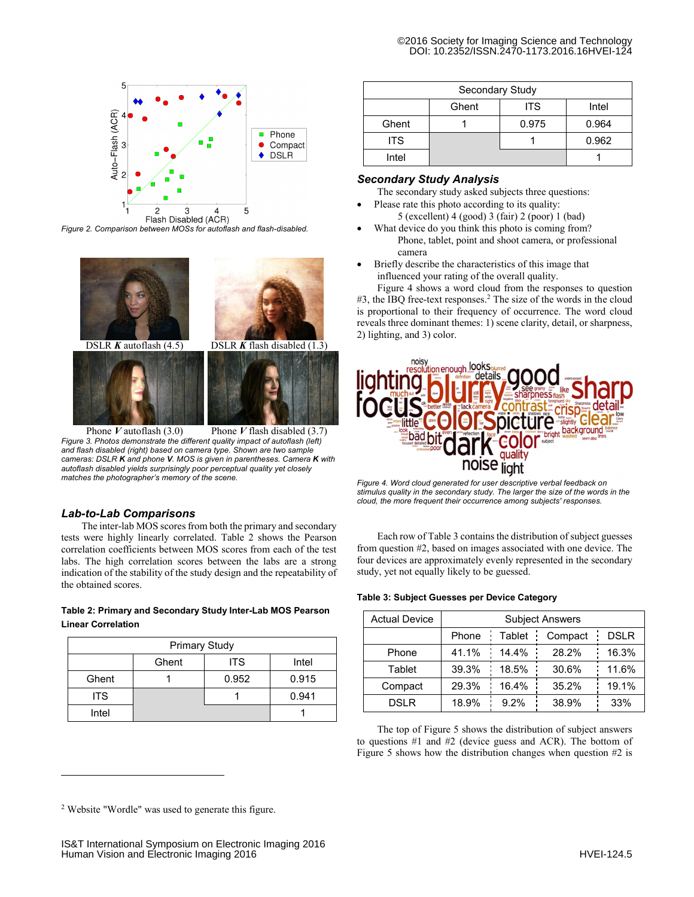Figure 2. Comparison between MOSs for autoflash and flash-disabled.

DSLR ***K*** autoflash (4.5) DSLR ***K*** flash disabled (1.3)

Phone ***V*** autoflash (3.0) Phone ***V*** flash disabled (3.7)

*Figure 3. Photos demonstrate the different quality impact of autoflash (left) and flash disabled (right) based on camera type. Shown are two sample cameras: DSLR **K** and phone **V**. MOS is given in parentheses. Camera **K** with autoflash disabled yields surprisingly poor perceptual quality yet closely matches the photographer's memory of the scene.*

## Lab-to-Lab Comparisons

The inter-lab MOS scores from both the primary and secondary tests were highly linearly correlated. Table 2 shows the Pearson correlation coefficients between MOS scores from each of the test labs. The high correlation scores between the labs are a strong indication of the stability of the study design and the repeatability of the obtained scores.

**Table 2: Primary and Secondary Study Inter-Lab MOS Pearson Linear Correlation**

| Primary Study | | | |
|---|---|---|---|
| | Ghent | ITS | Intel |
| Ghent | 1 | 0.952 | 0.915 |
| ITS | | 1 | 0.941 |
| Intel | | | 1 |

| Secondary Study | | | |
|---|---|---|---|
| | Ghent | ITS | Intel |
| Ghent | 1 | 0.975 | 0.964 |
| ITS | | 1 | 0.962 |
| Intel | | | 1 |

## Secondary Study Analysis

The secondary study asked subjects three questions:

- Please rate this photo according to its quality:
  5 (excellent) 4 (good) 3 (fair) 2 (poor) 1 (bad)
- What device do you think this photo is coming from?
  Phone, tablet, point and shoot camera, or professional camera
- Briefly describe the characteristics of this image that influenced your rating of the overall quality.

Figure 4 shows a word cloud generated from the responses to question #3, the IBQ free-text responses.[2] The size of the words in the cloud is proportional to their frequency of occurrence. The word cloud reveals three dominant themes: 1) scene clarity, detail, or sharpness, 2) lighting, and 3) color.

*Figure 4. Word cloud generated for user descriptive verbal feedback on stimulus quality in the secondary study. The larger the size of the words in the cloud, the more frequent their occurrence among subjects' responses.*

Each row of Table 3 contains the distribution of subject guesses from question #2, based on images associated with one device. The four devices are approximately evenly represented in the secondary study, yet not equally likely to be guessed.

**Table 3: Subject Guesses per Device Category**

| Actual Device | Subject Answers | | | |
|---|---|---|---|---|
| | Phone | Tablet | Compact | DSLR |
| Phone | 41.1% | 14.4% | 28.2% | 16.3% |
| Tablet | 39.3% | 18.5% | 30.6% | 11.6% |
| Compact | 29.3% | 16.4% | 35.2% | 19.1% |
| DSLR | 18.9% | 9.2% | 38.9% | 33% |

The top of Figure 5 shows the distribution of subject answers to questions #1 and #2 (device guess and ACR). The bottom of Figure 5 shows how the distribution changes when question #2 is

[2] Website "Wordle" was used to generate this figure.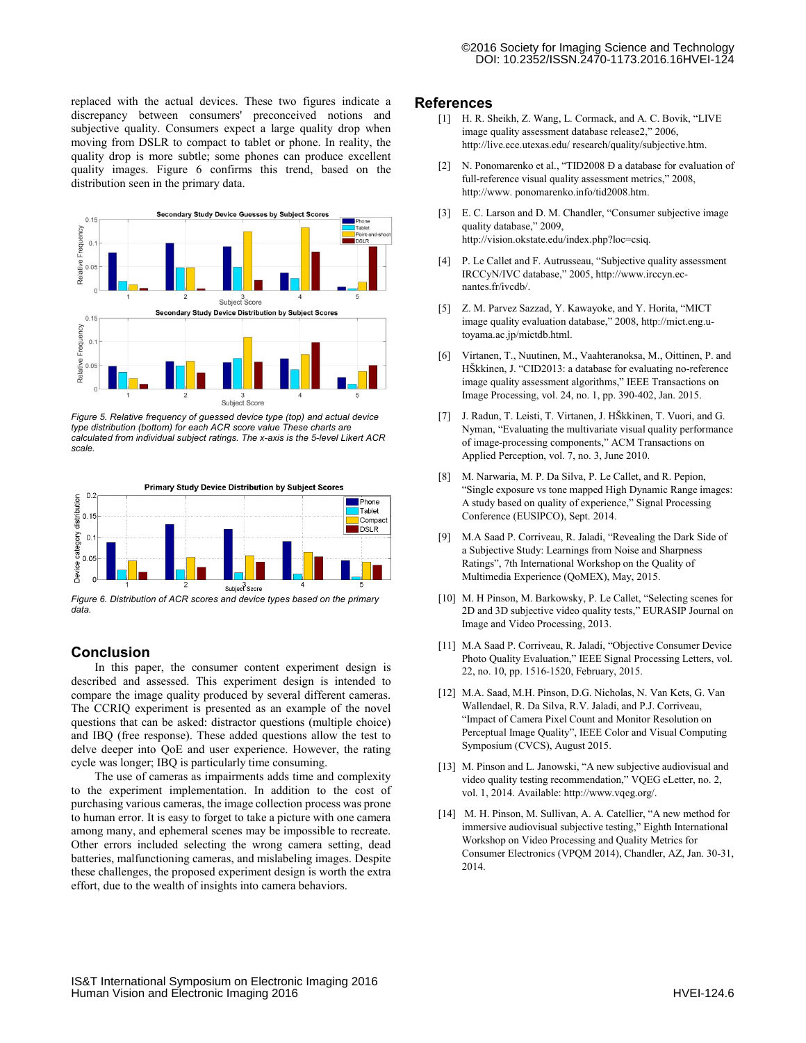replaced with the actual devices. These two figures indicate a discrepancy between consumers' preconceived notions and subjective quality. Consumers expect a large quality drop when moving from DSLR to compact to tablet or phone. In reality, the quality drop is more subtle; some phones can produce excellent quality images. Figure 6 confirms this trend, based on the distribution seen in the primary data.

Secondary Study Device Guesses by Subject Scores

Phone
Tablet
Point-and-shoot
DSLR

Relative Frequency

0.15
0.1
0.05
0

1 2 3 4 5

Subject Score

Secondary Study Device Distribution by Subject Scores

Relative Frequency

0.15
0.1
0.05
0

1 2 3 4 5

Subject Score

*Figure 5. Relative frequency of guessed device type (top) and actual device type distribution (bottom) for each ACR score value These charts are calculated from individual subject ratings. The x-axis is the 5-level Likert ACR scale.*

Primary Study Device Distribution by Subject Scores

Phone
Tablet
Compact
DSLR

Device category distribution

0.2
0.15
0.1
0.05
0

1 2 3 4 5

Subject Score

*Figure 6. Distribution of ACR scores and device types based on the primary data.*

## Conclusion

In this paper, the consumer content experiment design is described and assessed. This experiment design is intended to compare the image quality produced by several different cameras. The CCRIQ experiment is presented as an example of the novel questions that can be asked: distractor questions (multiple choice) and IBQ (free response). These added questions allow the test to delve deeper into QoE and user experience. However, the rating cycle was longer; IBQ is particularly time consuming.

The use of cameras as impairments adds time and complexity to the experiment implementation. In addition to the cost of purchasing various cameras, the image collection process was prone to human error. It is easy to forget to take a picture with one camera among many, and ephemeral scenes may be impossible to recreate. Other errors included selecting the wrong camera setting, dead batteries, malfunctioning cameras, and mislabeling images. Despite these challenges, the proposed experiment design is worth the extra effort, due to the wealth of insights into camera behaviors.

## References

[1] H. R. Sheikh, Z. Wang, L. Cormack, and A. C. Bovik, "LIVE image quality assessment database release2," 2006, http://live.ece.utexas.edu/ research/quality/subjective.htm.

[2] N. Ponomarenko et al., "TID2008 Ð a database for evaluation of full-reference visual quality assessment metrics," 2008, http://www. ponomarenko.info/tid2008.htm.

[3] E. C. Larson and D. M. Chandler, "Consumer subjective image quality database," 2009, http://vision.okstate.edu/index.php?loc=csiq.

[4] P. Le Callet and F. Autrusseau, "Subjective quality assessment IRCCyN/IVC database," 2005, http://www.irccyn.ec-nantes.fr/ivcdb/.

[5] Z. M. Parvez Sazzad, Y. Kawayoke, and Y. Horita, "MICT image quality evaluation database," 2008, http://mict.eng.u-toyama.ac.jp/mictdb.html.

[6] Virtanen, T., Nuutinen, M., Vaahteranoksa, M., Oittinen, P. and HŠkkinen, J. "CID2013: a database for evaluating no-reference image quality assessment algorithms," IEEE Transactions on Image Processing, vol. 24, no. 1, pp. 390-402, Jan. 2015.

[7] J. Radun, T. Leisti, T. Virtanen, J. HŠkkinen, T. Vuori, and G. Nyman, "Evaluating the multivariate visual quality performance of image-processing components," ACM Transactions on Applied Perception, vol. 7, no. 3, June 2010.

[8] M. Narwaria, M. P. Da Silva, P. Le Callet, and R. Pepion, "Single exposure vs tone mapped High Dynamic Range images: A study based on quality of experience," Signal Processing Conference (EUSIPCO), Sept. 2014.

[9] M.A Saad P. Corriveau, R. Jaladi, "Revealing the Dark Side of a Subjective Study: Learnings from Noise and Sharpness Ratings", 7th International Workshop on the Quality of Multimedia Experience (QoMEX), May, 2015.

[10] M. H Pinson, M. Barkowsky, P. Le Callet, "Selecting scenes for 2D and 3D subjective video quality tests," EURASIP Journal on Image and Video Processing, 2013.

[11] M.A Saad P. Corriveau, R. Jaladi, "Objective Consumer Device Photo Quality Evaluation," IEEE Signal Processing Letters, vol. 22, no. 10, pp. 1516-1520, February, 2015.

[12] M.A. Saad, M.H. Pinson, D.G. Nicholas, N. Van Kets, G. Van Wallendael, R. Da Silva, R.V. Jaladi, and P.J. Corriveau, "Impact of Camera Pixel Count and Monitor Resolution on Perceptual Image Quality", IEEE Color and Visual Computing Symposium (CVCS), August 2015.

[13] M. Pinson and L. Janowski, "A new subjective audiovisual and video quality testing recommendation," VQEG eLetter, no. 2, vol. 1, 2014. Available: http://www.vqeg.org/.

[14] M. H. Pinson, M. Sullivan, A. A. Catellier, "A new method for immersive audiovisual subjective testing," Eighth International Workshop on Video Processing and Quality Metrics for Consumer Electronics (VPQM 2014), Chandler, AZ, Jan. 30-31, 2014.